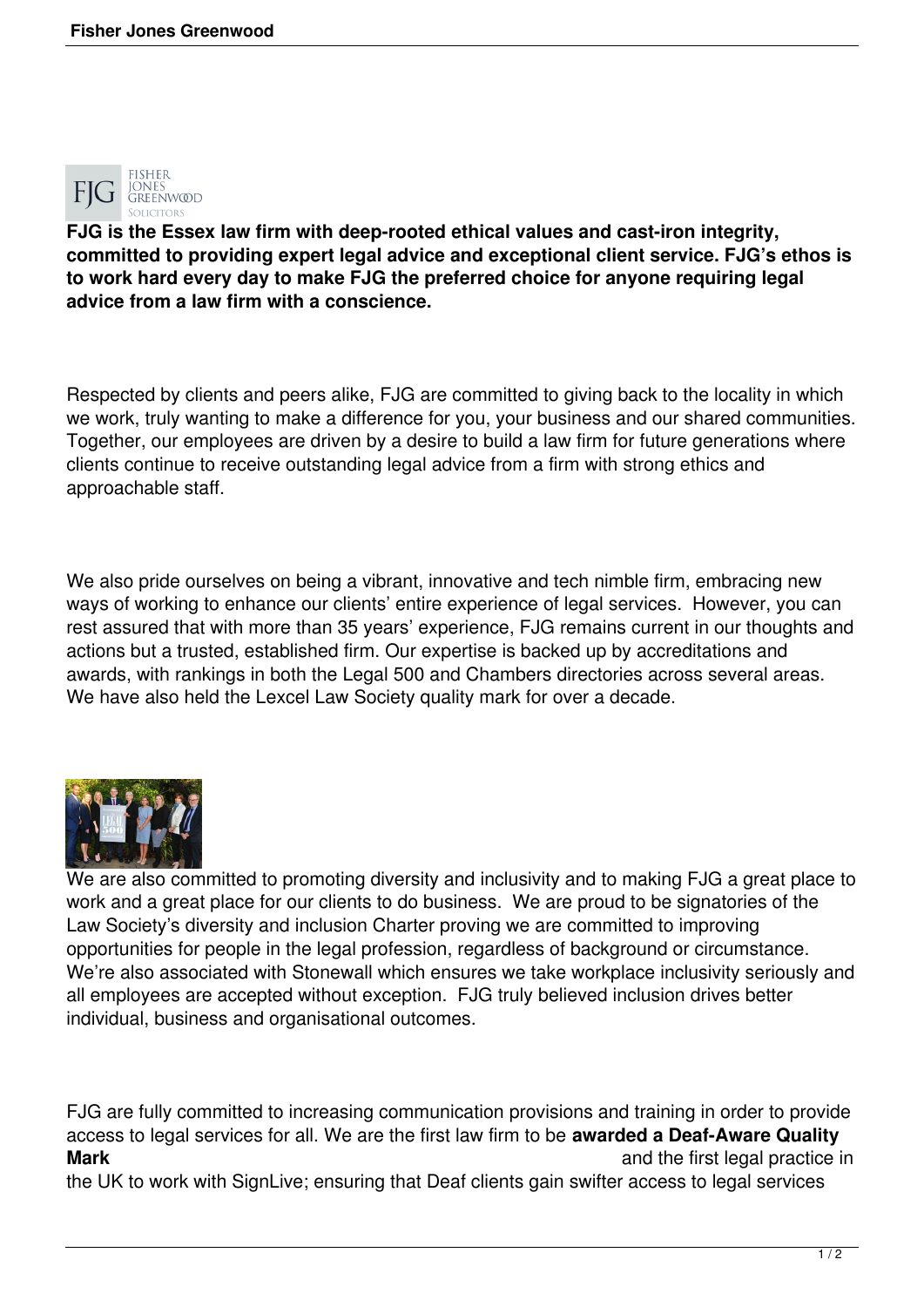**FJG is the Essex law firm with deep-rooted ethical values and cast-iron integrity, committed to providing expert legal advice and exceptional client service. FJG's ethos is to work hard every day to make FJG the preferred choice for anyone requiring legal advice from a law firm with a conscience.**

Respected by clients and peers alike, FJG are committed to giving back to the locality in which we work, truly wanting to make a difference for you, your business and our shared communities. Together, our employees are driven by a desire to build a law firm for future generations where clients continue to receive outstanding legal advice from a firm with strong ethics and approachable staff.

We also pride ourselves on being a vibrant, innovative and tech nimble firm, embracing new ways of working to enhance our clients' entire experience of legal services. However, you can rest assured that with more than 35 years' experience, FJG remains current in our thoughts and actions but a trusted, established firm. Our expertise is backed up by accreditations and awards, with rankings in both the Legal 500 and Chambers directories across several areas. We have also held the Lexcel Law Society quality mark for over a decade.

We are also committed to promoting diversity and inclusivity and to making FJG a great place to work and a great place for our clients to do business. We are proud to be signatories of the Law Society's diversity and inclusion Charter proving we are committed to improving opportunities for people in the legal profession, regardless of background or circumstance. We're also associated with Stonewall which ensures we take workplace inclusivity seriously and all employees are accepted without exception. FJG truly believed inclusion drives better individual, business and organisational outcomes.

FJG are fully committed to increasing communication provisions and training in order to provide access to legal services for all. We are the first law firm to be **awarded a Deaf-Aware Quality Mark** and the first legal practice in the UK to work with SignLive; ensuring that Deaf clients gain swifter access to legal services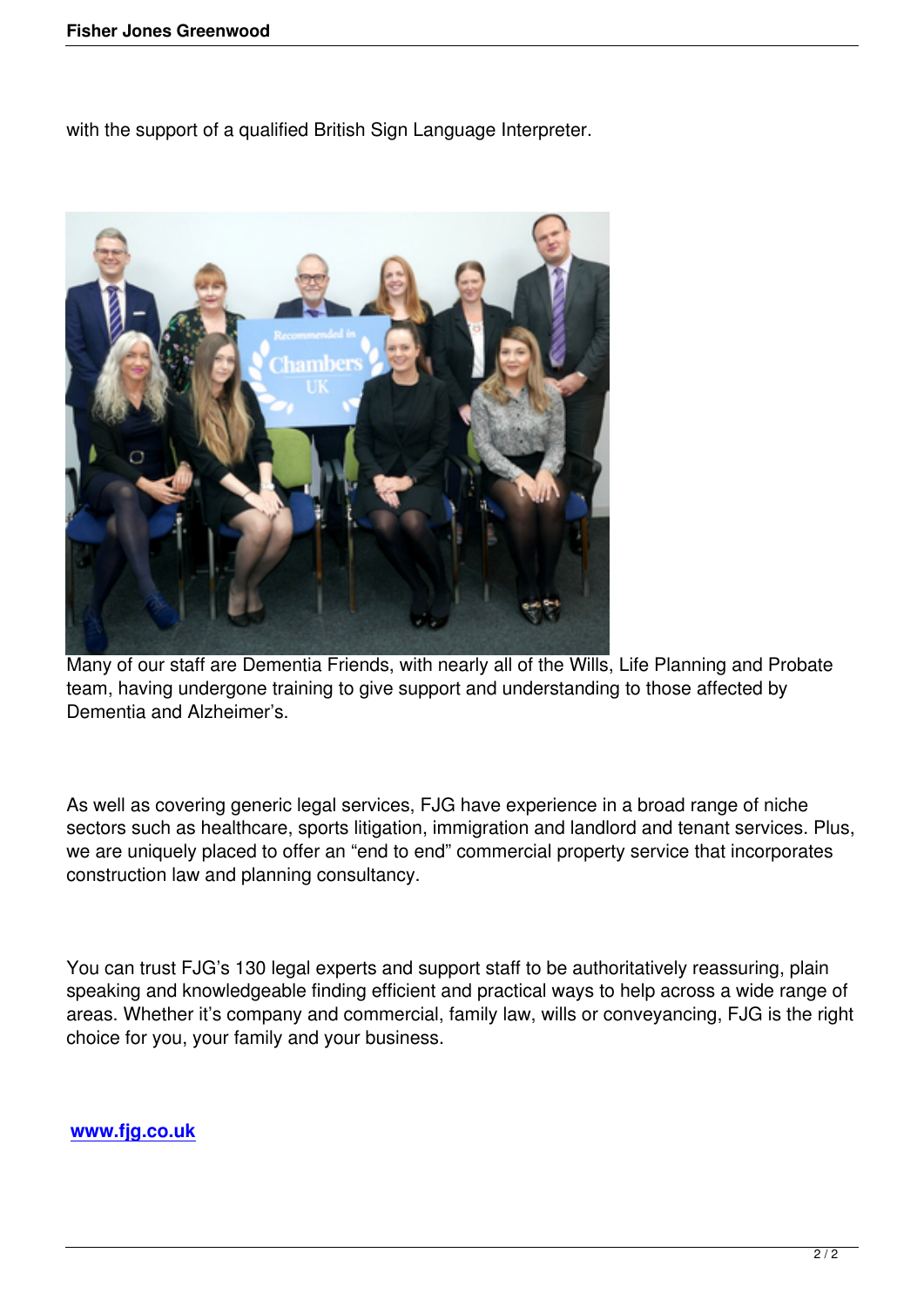with the support of a qualified British Sign Language Interpreter.

Many of our staff are Dementia Friends, with nearly all of the Wills, Life Planning and Probate team, having undergone training to give support and understanding to those affected by Dementia and Alzheimer's.

As well as covering generic legal services, FJG have experience in a broad range of niche sectors such as healthcare, sports litigation, immigration and landlord and tenant services. Plus, we are uniquely placed to offer an "end to end" commercial property service that incorporates construction law and planning consultancy.

You can trust FJG's 130 legal experts and support staff to be authoritatively reassuring, plain speaking and knowledgeable finding efficient and practical ways to help across a wide range of areas. Whether it's company and commercial, family law, wills or conveyancing, FJG is the right choice for you, your family and your business.

**www.fjg.co.uk**